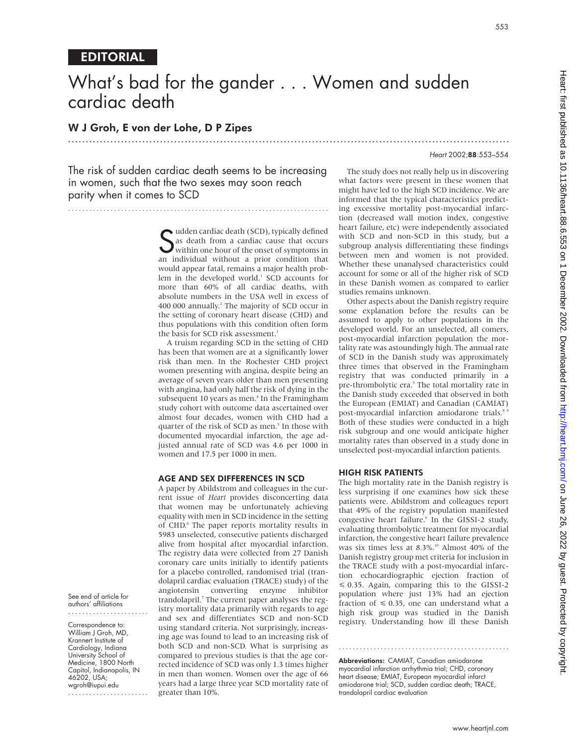# EDITORIAL

# What's bad for the gander . . . Women and sudden cardiac death

## W J Groh, E von der Lohe, D P Zipes

The risk of sudden cardiac death seems to be increasing in women, such that the two sexes may soon reach parity when it comes to SCD

Sudden cardiac death (SCD), typically defined as death from a cardiac cause that occurs within one hour of the onset of symptoms in an individual without a prior condition that would appear fatal, remains a major health problem in the developed world.[1] SCD accounts for more than 60% of all cardiac deaths, with absolute numbers in the USA well in excess of 400 000 annually.[2] The majority of SCD occur in the setting of coronary heart disease (CHD) and thus populations with this condition often form the basis for SCD risk assessment.[3]

A truism regarding SCD in the setting of CHD has been that women are at a significantly lower risk than men. In the Rochester CHD project women presenting with angina, despite being an average of seven years older than men presenting with angina, had only half the risk of dying in the subsequent 10 years as men.[4] In the Framingham study cohort with outcome data ascertained over almost four decades, women with CHD had a quarter of the risk of SCD as men.[5] In those with documented myocardial infarction, the age adjusted annual rate of SCD was 4.6 per 1000 in women and 17.5 per 1000 in men.

### AGE AND SEX DIFFERENCES IN SCD

A paper by Abildstrom and colleagues in the current issue of *Heart* provides disconcerting data that women may be unfortunately achieving equality with men in SCD incidence in the setting of CHD.[6] The paper reports mortality results in 5983 unselected, consecutive patients discharged alive from hospital after myocardial infarction. The registry data were collected from 27 Danish coronary care units initially to identify patients for a placebo controlled, randomised trial (trandolapril cardiac evaluation (TRACE) study) of the angiotensin converting enzyme inhibitor trandolapril.[7] The current paper analyses the registry mortality data primarily with regards to age and sex and differentiates SCD and non-SCD using standard criteria. Not surprisingly, increasing age was found to lead to an increasing risk of both SCD and non-SCD. What is surprising as compared to previous studies is that the age corrected incidence of SCD was only 1.3 times higher in men than women. Women over the age of 66 years had a large three year SCD mortality rate of greater than 10%.

The study does not really help us in discovering what factors were present in these women that might have led to the high SCD incidence. We are informed that the typical characteristics predicting excessive mortality post-myocardial infarction (decreased wall motion index, congestive heart failure, etc) were independently associated with SCD and non-SCD in this study, but a subgroup analysis differentiating these findings between men and women is not provided. Whether these unanalysed characteristics could account for some or all of the higher risk of SCD in these Danish women as compared to earlier studies remains unknown.

Other aspects about the Danish registry require some explanation before the results can be assumed to apply to other populations in the developed world. For an unselected, all comers, post-myocardial infarction population the mortality rate was astoundingly high. The annual rate of SCD in the Danish study was approximately three times that observed in the Framingham registry that was conducted primarily in a pre-thrombolytic era.[5] The total mortality rate in the Danish study exceeded that observed in both the European (EMIAT) and Canadian (CAMIAT) post-myocardial infarction amiodarone trials.[8,9] Both of these studies were conducted in a high risk subgroup and one would anticipate higher mortality rates than observed in a study done in unselected post-myocardial infarction patients.

### HIGH RISK PATIENTS

The high mortality rate in the Danish registry is less surprising if one examines how sick these patients were. Abildstrom and colleagues report that 49% of the registry population manifested congestive heart failure.[6] In the GISSI-2 study, evaluating thrombolytic treatment for myocardial infarction, the congestive heart failure prevalence was six times less at 8.3%.[10] Almost 40% of the Danish registry group met criteria for inclusion in the TRACE study with a post-myocardial infarction echocardiographic ejection fraction of $\leq 0.35$. Again, comparing this to the GISSI-2 population where just 13% had an ejection fraction of $\leq 0.35$, one can understand what a high risk group was studied in the Danish registry. Understanding how ill these Danish

See end of article for authors' affiliations

Correspondence to: William J Groh, MD, Krannert Institute of Cardiology, Indiana University School of Medicine, 1800 North Capitol, Indianapolis, IN 46202, USA; wgroh@iupui.edu

**Abbreviations:** CAMIAT, Canadian amiodarone myocardial infarction arrhythmia trial; CHD, coronary heart disease; EMIAT, European myocardial infarct amiodarone trial; SCD, sudden cardiac death; TRACE, trandolapril cardiac evaluation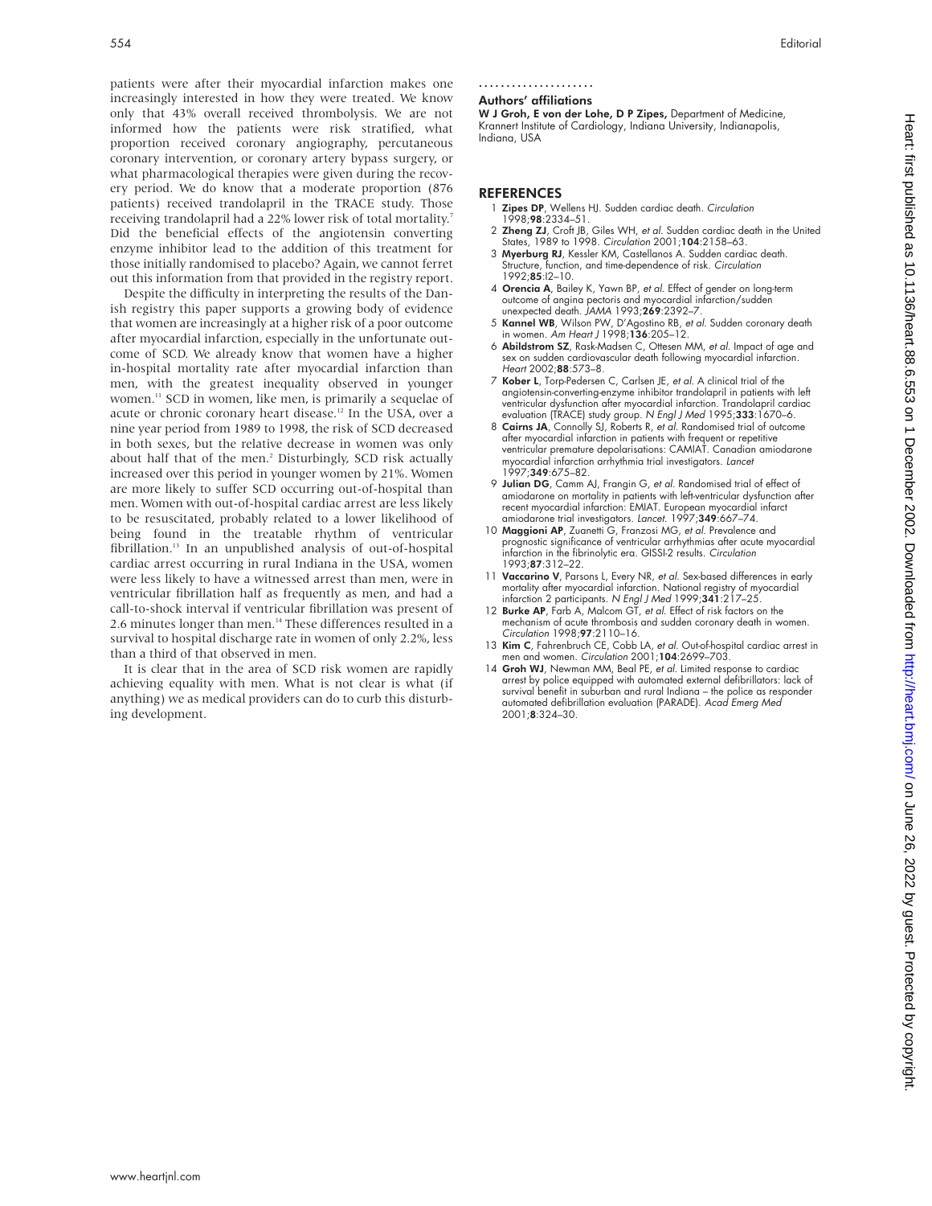patients were after their myocardial infarction makes one increasingly interested in how they were treated. We know only that 43% overall received thrombolysis. We are not informed how the patients were risk stratified, what proportion received coronary angiography, percutaneous coronary intervention, or coronary artery bypass surgery, or what pharmacological therapies were given during the recovery period. We do know that a moderate proportion (876 patients) received trandolapril in the TRACE study. Those receiving trandolapril had a 22% lower risk of total mortality.[7] Did the beneficial effects of the angiotensin converting enzyme inhibitor lead to the addition of this treatment for those initially randomised to placebo? Again, we cannot ferret out this information from that provided in the registry report.

Despite the difficulty in interpreting the results of the Danish registry this paper supports a growing body of evidence that women are increasingly at a higher risk of a poor outcome after myocardial infarction, especially in the unfortunate outcome of SCD. We already know that women have a higher in-hospital mortality rate after myocardial infarction than men, with the greatest inequality observed in younger women.[11] SCD in women, like men, is primarily a sequelae of acute or chronic coronary heart disease.[12] In the USA, over a nine year period from 1989 to 1998, the risk of SCD decreased in both sexes, but the relative decrease in women was only about half that of the men.[2] Disturbingly, SCD risk actually increased over this period in younger women by 21%. Women are more likely to suffer SCD occurring out-of-hospital than men. Women with out-of-hospital cardiac arrest are less likely to be resuscitated, probably related to a lower likelihood of being found in the treatable rhythm of ventricular fibrillation.[13] In an unpublished analysis of out-of-hospital cardiac arrest occurring in rural Indiana in the USA, women were less likely to have a witnessed arrest than men, were in ventricular fibrillation half as frequently as men, and had a call-to-shock interval if ventricular fibrillation was present of 2.6 minutes longer than men.[14] These differences resulted in a survival to hospital discharge rate in women of only 2.2%, less than a third of that observed in men.

It is clear that in the area of SCD risk women are rapidly achieving equality with men. What is not clear is what (if anything) we as medical providers can do to curb this disturbing development.

## Authors' affiliations

**W J Groh, E von der Lohe, D P Zipes,** Department of Medicine, Krannert Institute of Cardiology, Indiana University, Indianapolis, Indiana, USA

## REFERENCES

1. **Zipes DP**, Wellens HJ. Sudden cardiac death. *Circulation* 1998;**98**:2334–51.
2. **Zheng ZJ**, Croft JB, Giles WH, *et al*. Sudden cardiac death in the United States, 1989 to 1998. *Circulation* 2001;**104**:2158–63.
3. **Myerburg RJ**, Kessler KM, Castellanos A. Sudden cardiac death. Structure, function, and time-dependence of risk. *Circulation* 1992;**85**:I2–10.
4. **Orencia A**, Bailey K, Yawn BP, *et al*. Effect of gender on long-term outcome of angina pectoris and myocardial infarction/sudden unexpected death. *JAMA* 1993;**269**:2392–7.
5. **Kannel WB**, Wilson PW, D'Agostino RB, *et al*. Sudden coronary death in women. *Am Heart J* 1998;**136**:205–12.
6. **Abildstrom SZ**, Rask-Madsen C, Ottesen MM, *et al*. Impact of age and sex on sudden cardiovascular death following myocardial infarction. *Heart* 2002;**88**:573–8.
7. **Kober L**, Torp-Pedersen C, Carlsen JE, *et al*. A clinical trial of the angiotensin-converting-enzyme inhibitor trandolapril in patients with left ventricular dysfunction after myocardial infarction. Trandolapril cardiac evaluation (TRACE) study group. *N Engl J Med* 1995;**333**:1670–6.
8. **Cairns JA**, Connolly SJ, Roberts R, *et al*. Randomised trial of outcome after myocardial infarction in patients with frequent or repetitive ventricular premature depolarisations: CAMIAT. Canadian amiodarone myocardial infarction arrhythmia trial investigators. *Lancet* 1997;**349**:675–82.
9. **Julian DG**, Camm AJ, Frangin G, *et al*. Randomised trial of effect of amiodarone on mortality in patients with left-ventricular dysfunction after recent myocardial infarction: EMIAT. European myocardial infarct amiodarone trial investigators. *Lancet*. 1997;**349**:667–74.
10. **Maggioni AP**, Zuanetti G, Franzosi MG, *et al*. Prevalence and prognostic significance of ventricular arrhythmias after acute myocardial infarction in the fibrinolytic era. GISSI-2 results. *Circulation* 1993;**87**:312–22.
11. **Vaccarino V**, Parsons L, Every NR, *et al*. Sex-based differences in early mortality after myocardial infarction. National registry of myocardial infarction 2 participants. *N Engl J Med* 1999;**341**:217–25.
12. **Burke AP**, Farb A, Malcom GT, *et al*. Effect of risk factors on the mechanism of acute thrombosis and sudden coronary death in women. *Circulation* 1998;**97**:2110–16.
13. **Kim C**, Fahrenbruch CE, Cobb LA, *et al*. Out-of-hospital cardiac arrest in men and women. *Circulation* 2001;**104**:2699–703.
14. **Groh WJ**, Newman MM, Beal PE, *et al*. Limited response to cardiac arrest by police equipped with automated external defibrillators: lack of survival benefit in suburban and rural Indiana – the police as responder automated defibrillation evaluation (PARADE). *Acad Emerg Med* 2001;**8**:324–30.